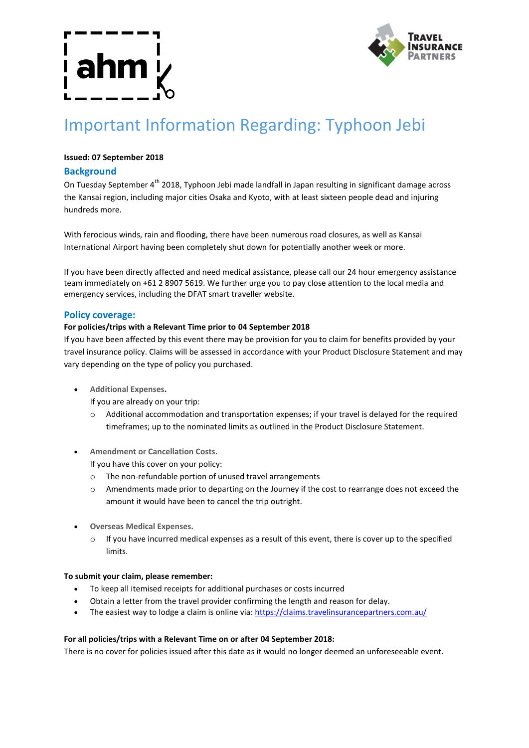# Important Information Regarding: Typhoon Jebi

**Issued: 07 September 2018**

## Background

On Tuesday September 4th 2018, Typhoon Jebi made landfall in Japan resulting in significant damage across the Kansai region, including major cities Osaka and Kyoto, with at least sixteen people dead and injuring hundreds more.

With ferocious winds, rain and flooding, there have been numerous road closures, as well as Kansai International Airport having been completely shut down for potentially another week or more.

If you have been directly affected and need medical assistance, please call our 24 hour emergency assistance team immediately on +61 2 8907 5619. We further urge you to pay close attention to the local media and emergency services, including the DFAT smart traveller website.

## Policy coverage:

**For policies/trips with a Relevant Time prior to 04 September 2018**

If you have been affected by this event there may be provision for you to claim for benefits provided by your travel insurance policy. Claims will be assessed in accordance with your Product Disclosure Statement and may vary depending on the type of policy you purchased.

- **Additional Expenses.**
  If you are already on your trip:
  - Additional accommodation and transportation expenses; if your travel is delayed for the required timeframes; up to the nominated limits as outlined in the Product Disclosure Statement.

- **Amendment or Cancellation Costs.**
  If you have this cover on your policy:
  - The non-refundable portion of unused travel arrangements
  - Amendments made prior to departing on the Journey if the cost to rearrange does not exceed the amount it would have been to cancel the trip outright.

- **Overseas Medical Expenses.**
  - If you have incurred medical expenses as a result of this event, there is cover up to the specified limits.

**To submit your claim, please remember:**

- To keep all itemised receipts for additional purchases or costs incurred
- Obtain a letter from the travel provider confirming the length and reason for delay.
- The easiest way to lodge a claim is online via: https://claims.travelinsurancepartners.com.au/

**For all policies/trips with a Relevant Time on or after 04 September 2018:**

There is no cover for policies issued after this date as it would no longer deemed an unforeseeable event.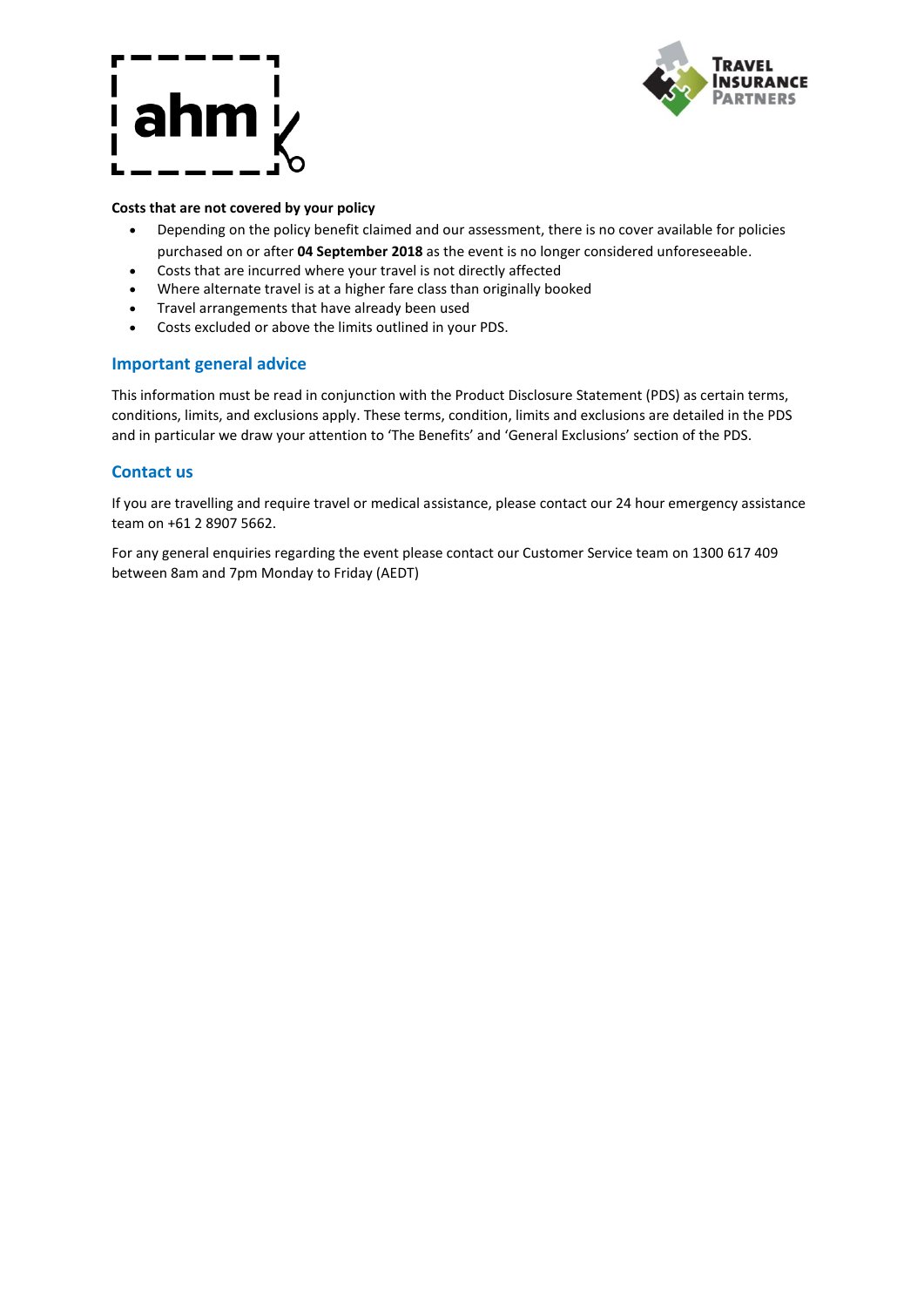**Costs that are not covered by your policy**

- Depending on the policy benefit claimed and our assessment, there is no cover available for policies purchased on or after **04 September 2018** as the event is no longer considered unforeseeable.
- Costs that are incurred where your travel is not directly affected
- Where alternate travel is at a higher fare class than originally booked
- Travel arrangements that have already been used
- Costs excluded or above the limits outlined in your PDS.

## Important general advice

This information must be read in conjunction with the Product Disclosure Statement (PDS) as certain terms, conditions, limits, and exclusions apply. These terms, condition, limits and exclusions are detailed in the PDS and in particular we draw your attention to 'The Benefits' and 'General Exclusions' section of the PDS.

## Contact us

If you are travelling and require travel or medical assistance, please contact our 24 hour emergency assistance team on +61 2 8907 5662.

For any general enquiries regarding the event please contact our Customer Service team on 1300 617 409 between 8am and 7pm Monday to Friday (AEDT)